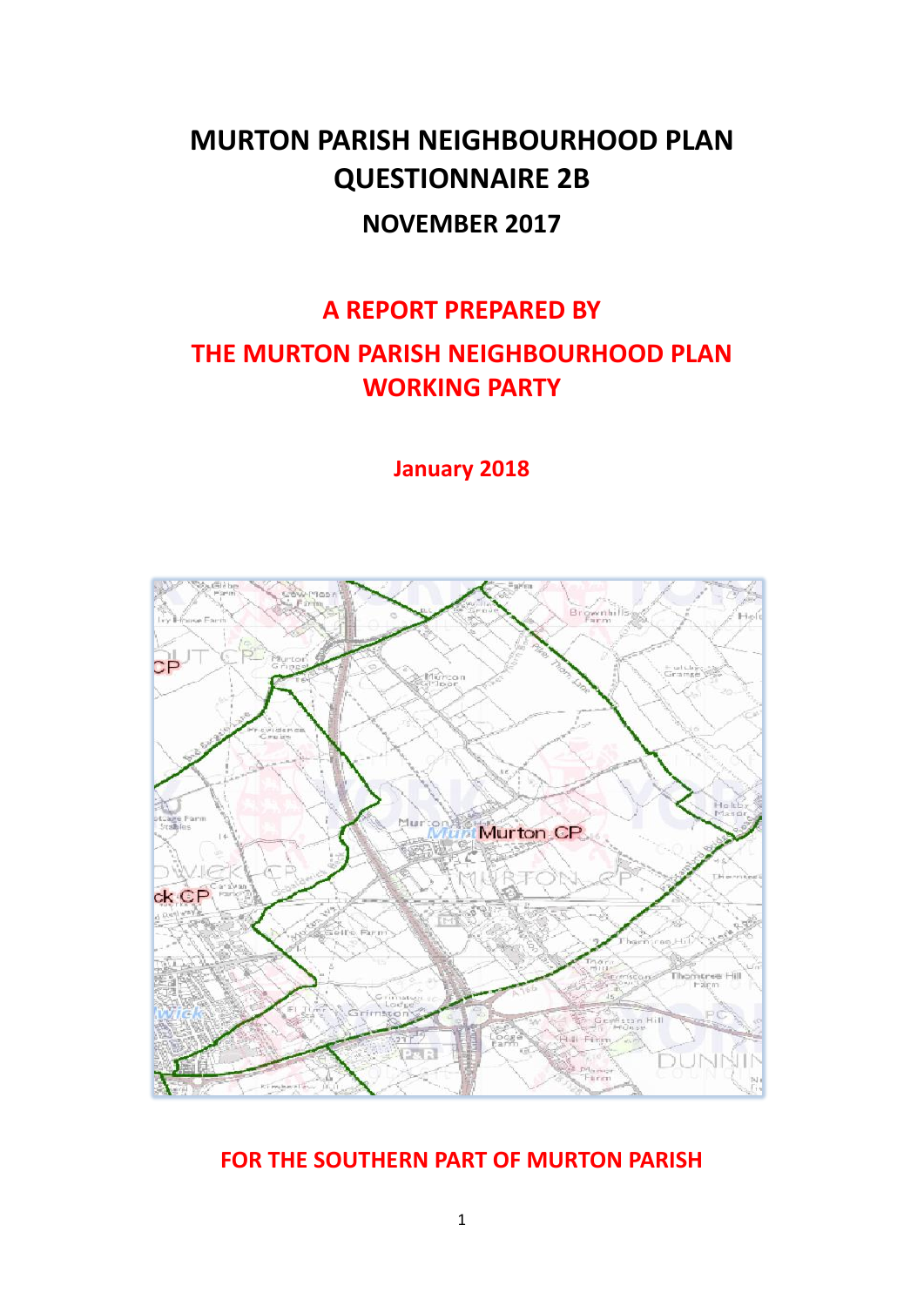# MURTON PARISH NEIGHBOURHOOD PLAN QUESTIONNAIRE 2B

## NOVEMBER 2017

## A REPORT PREPARED BY

## THE MURTON PARISH NEIGHBOURHOOD PLAN WORKING PARTY

**January 2018**

**FOR THE SOUTHERN PART OF MURTON PARISH**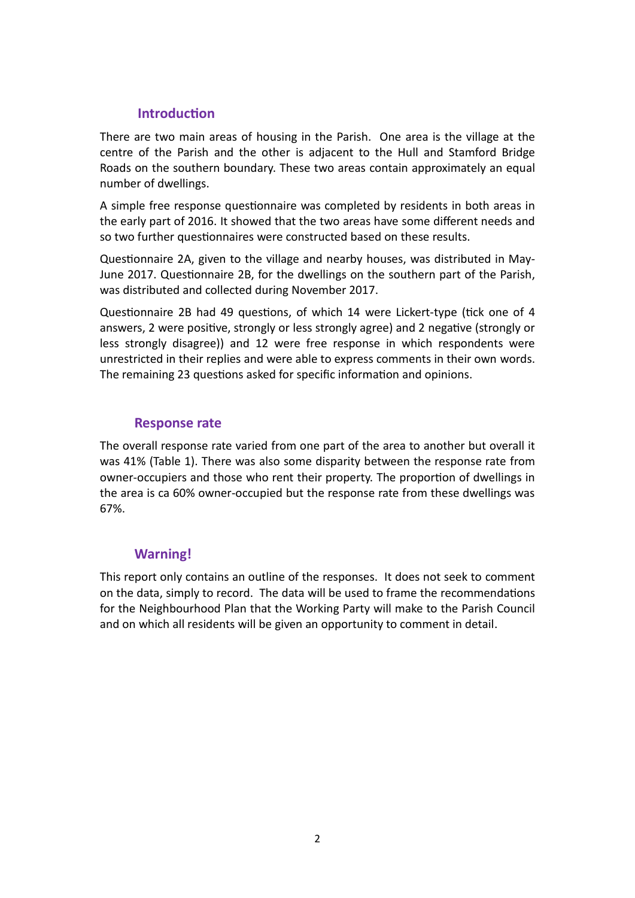## Introduction

There are two main areas of housing in the Parish. One area is the village at the centre of the Parish and the other is adjacent to the Hull and Stamford Bridge Roads on the southern boundary. These two areas contain approximately an equal number of dwellings.

A simple free response questionnaire was completed by residents in both areas in the early part of 2016. It showed that the two areas have some different needs and so two further questionnaires were constructed based on these results.

Questionnaire 2A, given to the village and nearby houses, was distributed in May-June 2017. Questionnaire 2B, for the dwellings on the southern part of the Parish, was distributed and collected during November 2017.

Questionnaire 2B had 49 questions, of which 14 were Lickert-type (tick one of 4 answers, 2 were positive, strongly or less strongly agree) and 2 negative (strongly or less strongly disagree)) and 12 were free response in which respondents were unrestricted in their replies and were able to express comments in their own words. The remaining 23 questions asked for specific information and opinions.

## Response rate

The overall response rate varied from one part of the area to another but overall it was 41% (Table 1). There was also some disparity between the response rate from owner-occupiers and those who rent their property. The proportion of dwellings in the area is ca 60% owner-occupied but the response rate from these dwellings was 67%.

## Warning!

This report only contains an outline of the responses. It does not seek to comment on the data, simply to record. The data will be used to frame the recommendations for the Neighbourhood Plan that the Working Party will make to the Parish Council and on which all residents will be given an opportunity to comment in detail.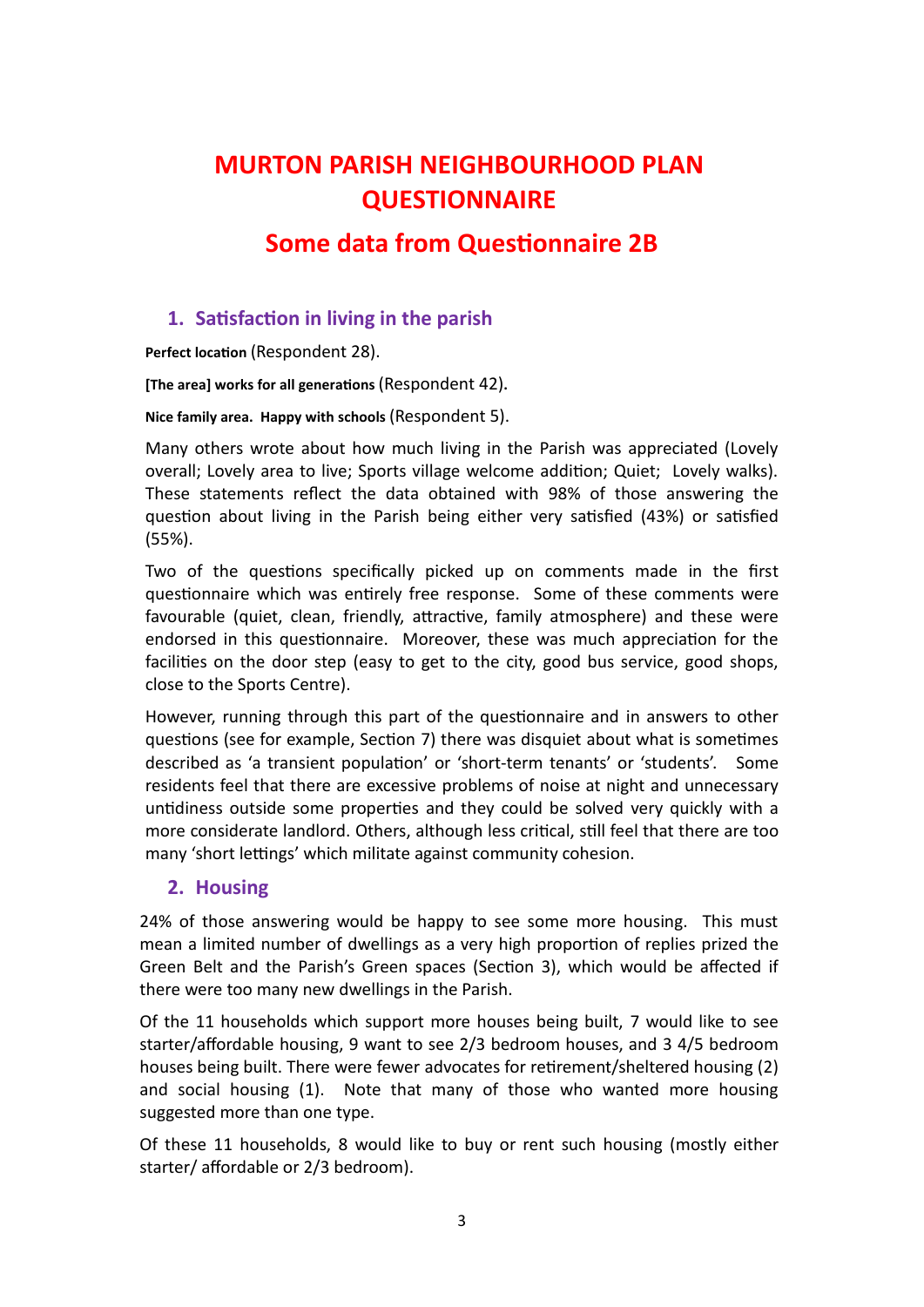# MURTON PARISH NEIGHBOURHOOD PLAN QUESTIONNAIRE

## Some data from Questionnaire 2B

### 1. Satisfaction in living in the parish

**Perfect location** (Respondent 28).

**[The area] works for all generations** (Respondent 42).

**Nice family area. Happy with schools** (Respondent 5).

Many others wrote about how much living in the Parish was appreciated (Lovely overall; Lovely area to live; Sports village welcome addition; Quiet; Lovely walks). These statements reflect the data obtained with 98% of those answering the question about living in the Parish being either very satisfied (43%) or satisfied (55%).

Two of the questions specifically picked up on comments made in the first questionnaire which was entirely free response. Some of these comments were favourable (quiet, clean, friendly, attractive, family atmosphere) and these were endorsed in this questionnaire. Moreover, these was much appreciation for the facilities on the door step (easy to get to the city, good bus service, good shops, close to the Sports Centre).

However, running through this part of the questionnaire and in answers to other questions (see for example, Section 7) there was disquiet about what is sometimes described as 'a transient population' or 'short-term tenants' or 'students'. Some residents feel that there are excessive problems of noise at night and unnecessary untidiness outside some properties and they could be solved very quickly with a more considerate landlord. Others, although less critical, still feel that there are too many 'short lettings' which militate against community cohesion.

### 2. Housing

24% of those answering would be happy to see some more housing. This must mean a limited number of dwellings as a very high proportion of replies prized the Green Belt and the Parish's Green spaces (Section 3), which would be affected if there were too many new dwellings in the Parish.

Of the 11 households which support more houses being built, 7 would like to see starter/affordable housing, 9 want to see 2/3 bedroom houses, and 3 4/5 bedroom houses being built. There were fewer advocates for retirement/sheltered housing (2) and social housing (1). Note that many of those who wanted more housing suggested more than one type.

Of these 11 households, 8 would like to buy or rent such housing (mostly either starter/ affordable or 2/3 bedroom).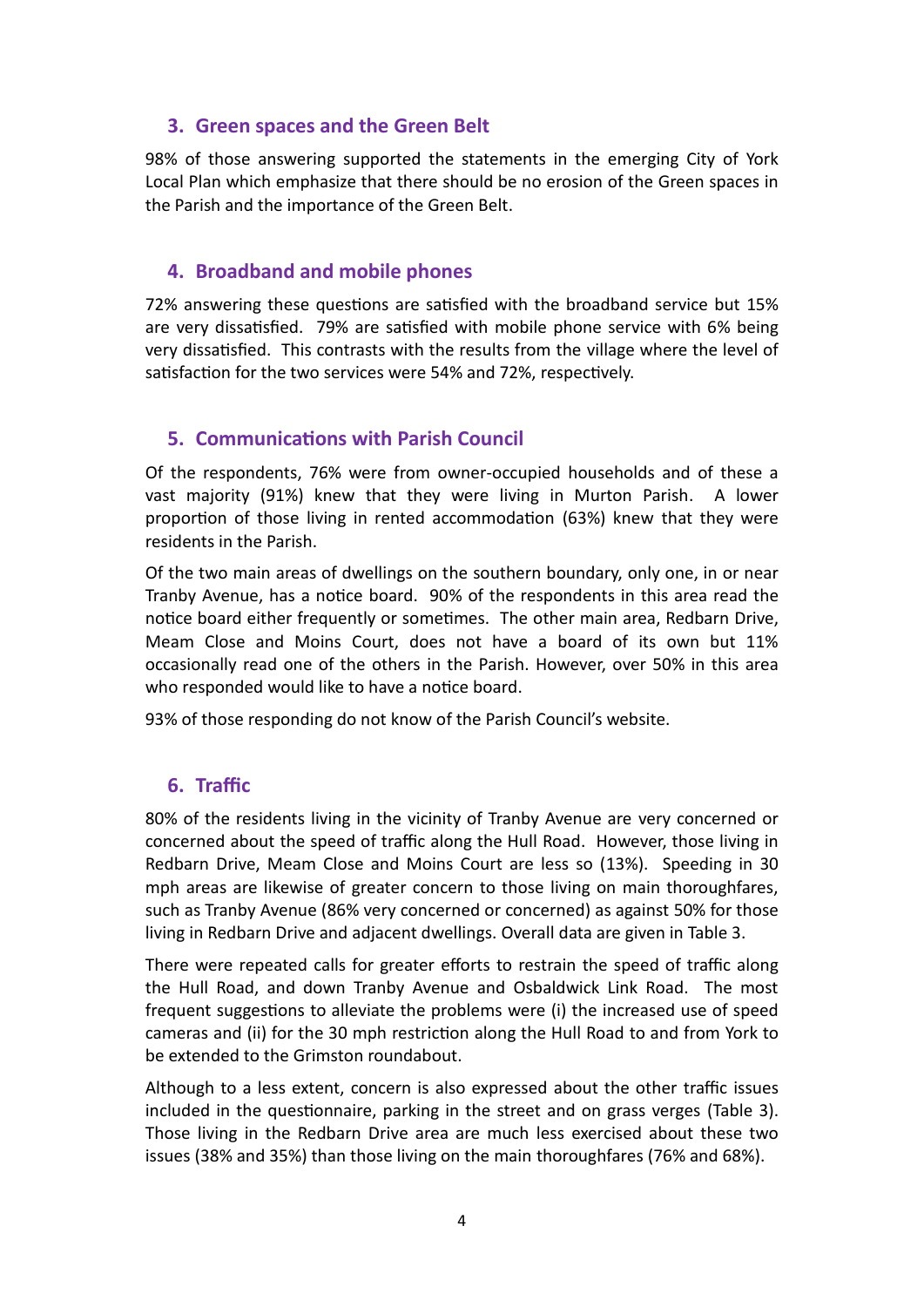## 3. Green spaces and the Green Belt

98% of those answering supported the statements in the emerging City of York Local Plan which emphasize that there should be no erosion of the Green spaces in the Parish and the importance of the Green Belt.

## 4. Broadband and mobile phones

72% answering these questions are satisfied with the broadband service but 15% are very dissatisfied. 79% are satisfied with mobile phone service with 6% being very dissatisfied. This contrasts with the results from the village where the level of satisfaction for the two services were 54% and 72%, respectively.

## 5. Communications with Parish Council

Of the respondents, 76% were from owner-occupied households and of these a vast majority (91%) knew that they were living in Murton Parish. A lower proportion of those living in rented accommodation (63%) knew that they were residents in the Parish.

Of the two main areas of dwellings on the southern boundary, only one, in or near Tranby Avenue, has a notice board. 90% of the respondents in this area read the notice board either frequently or sometimes. The other main area, Redbarn Drive, Meam Close and Moins Court, does not have a board of its own but 11% occasionally read one of the others in the Parish. However, over 50% in this area who responded would like to have a notice board.

93% of those responding do not know of the Parish Council's website.

## 6. Traffic

80% of the residents living in the vicinity of Tranby Avenue are very concerned or concerned about the speed of traffic along the Hull Road. However, those living in Redbarn Drive, Meam Close and Moins Court are less so (13%). Speeding in 30 mph areas are likewise of greater concern to those living on main thoroughfares, such as Tranby Avenue (86% very concerned or concerned) as against 50% for those living in Redbarn Drive and adjacent dwellings. Overall data are given in Table 3.

There were repeated calls for greater efforts to restrain the speed of traffic along the Hull Road, and down Tranby Avenue and Osbaldwick Link Road. The most frequent suggestions to alleviate the problems were (i) the increased use of speed cameras and (ii) for the 30 mph restriction along the Hull Road to and from York to be extended to the Grimston roundabout.

Although to a less extent, concern is also expressed about the other traffic issues included in the questionnaire, parking in the street and on grass verges (Table 3). Those living in the Redbarn Drive area are much less exercised about these two issues (38% and 35%) than those living on the main thoroughfares (76% and 68%).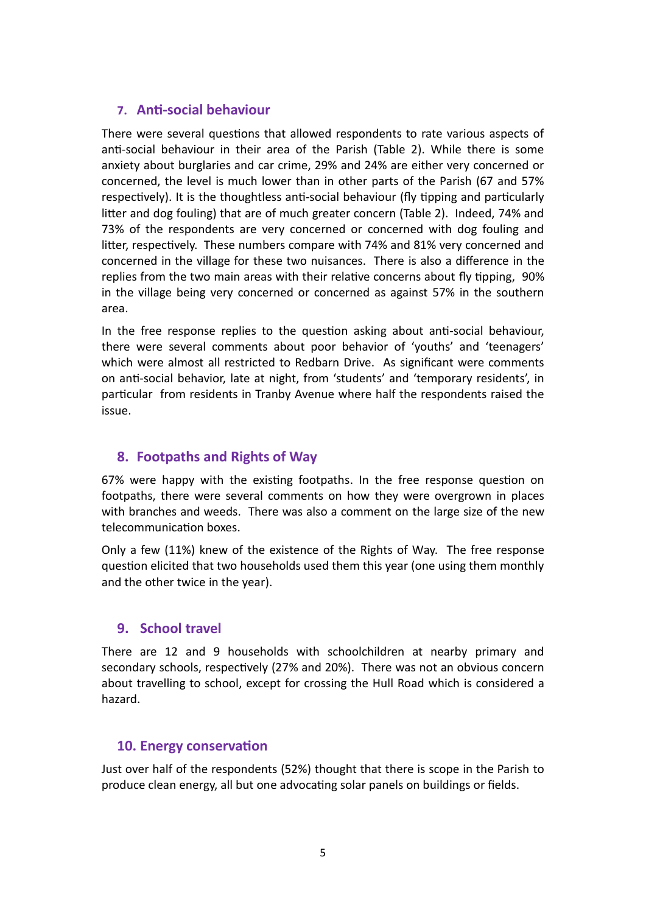## 7. Anti-social behaviour

There were several questions that allowed respondents to rate various aspects of anti-social behaviour in their area of the Parish (Table 2). While there is some anxiety about burglaries and car crime, 29% and 24% are either very concerned or concerned, the level is much lower than in other parts of the Parish (67 and 57% respectively). It is the thoughtless anti-social behaviour (fly tipping and particularly litter and dog fouling) that are of much greater concern (Table 2). Indeed, 74% and 73% of the respondents are very concerned or concerned with dog fouling and litter, respectively. These numbers compare with 74% and 81% very concerned and concerned in the village for these two nuisances. There is also a difference in the replies from the two main areas with their relative concerns about fly tipping, 90% in the village being very concerned or concerned as against 57% in the southern area.

In the free response replies to the question asking about anti-social behaviour, there were several comments about poor behavior of 'youths' and 'teenagers' which were almost all restricted to Redbarn Drive. As significant were comments on anti-social behavior, late at night, from 'students' and 'temporary residents', in particular from residents in Tranby Avenue where half the respondents raised the issue.

## 8. Footpaths and Rights of Way

67% were happy with the existing footpaths. In the free response question on footpaths, there were several comments on how they were overgrown in places with branches and weeds. There was also a comment on the large size of the new telecommunication boxes.

Only a few (11%) knew of the existence of the Rights of Way. The free response question elicited that two households used them this year (one using them monthly and the other twice in the year).

## 9. School travel

There are 12 and 9 households with schoolchildren at nearby primary and secondary schools, respectively (27% and 20%). There was not an obvious concern about travelling to school, except for crossing the Hull Road which is considered a hazard.

## 10. Energy conservation

Just over half of the respondents (52%) thought that there is scope in the Parish to produce clean energy, all but one advocating solar panels on buildings or fields.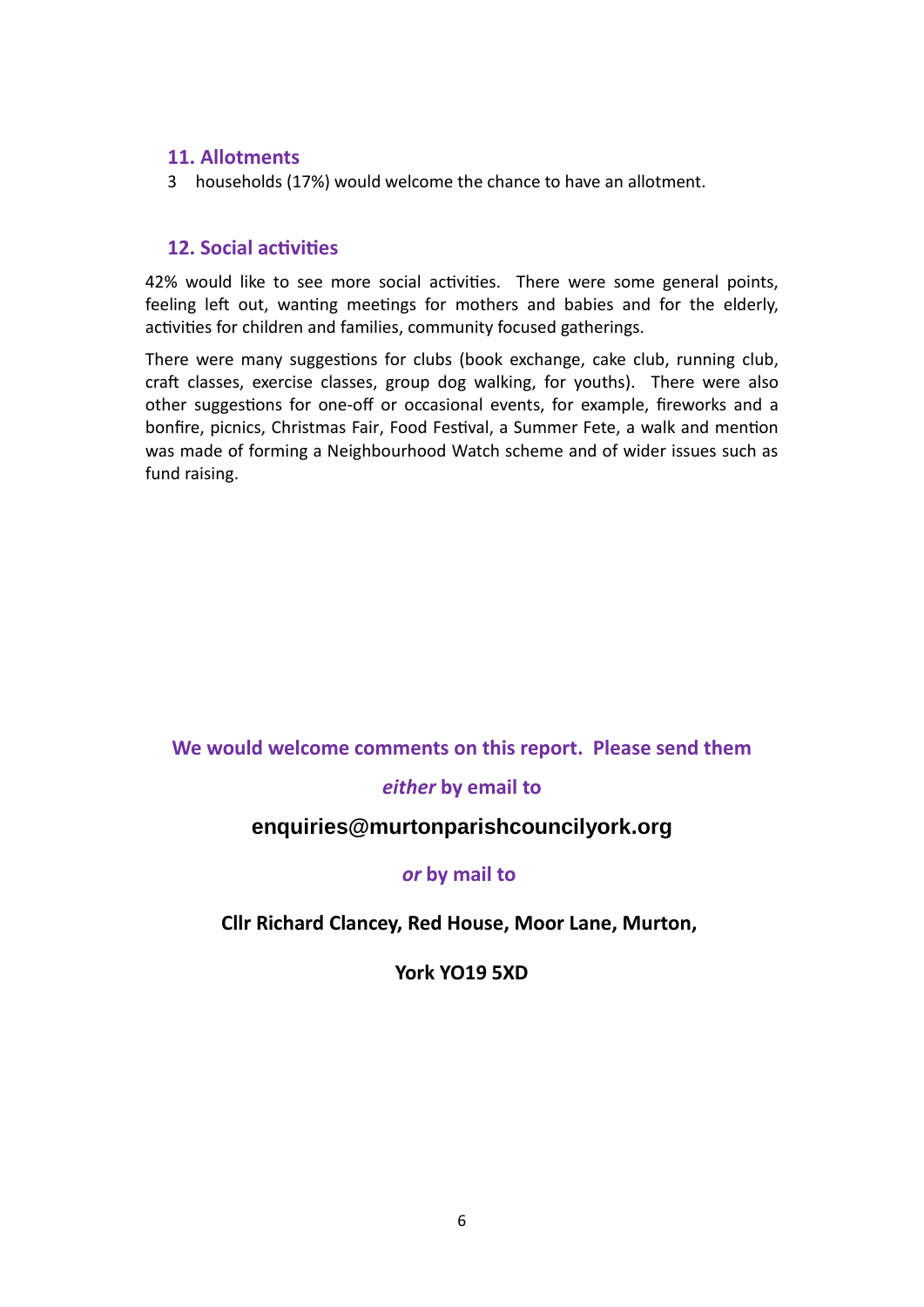## 11. Allotments

3 households (17%) would welcome the chance to have an allotment.

## 12. Social activities

42% would like to see more social activities. There were some general points, feeling left out, wanting meetings for mothers and babies and for the elderly, activities for children and families, community focused gatherings.

There were many suggestions for clubs (book exchange, cake club, running club, craft classes, exercise classes, group dog walking, for youths). There were also other suggestions for one-off or occasional events, for example, fireworks and a bonfire, picnics, Christmas Fair, Food Festival, a Summer Fete, a walk and mention was made of forming a Neighbourhood Watch scheme and of wider issues such as fund raising.

**We would welcome comments on this report. Please send them**

***either* by email to**

**enquiries@murtonparishcouncilyork.org**

***or* by mail to**

**Cllr Richard Clancey, Red House, Moor Lane, Murton,**

**York YO19 5XD**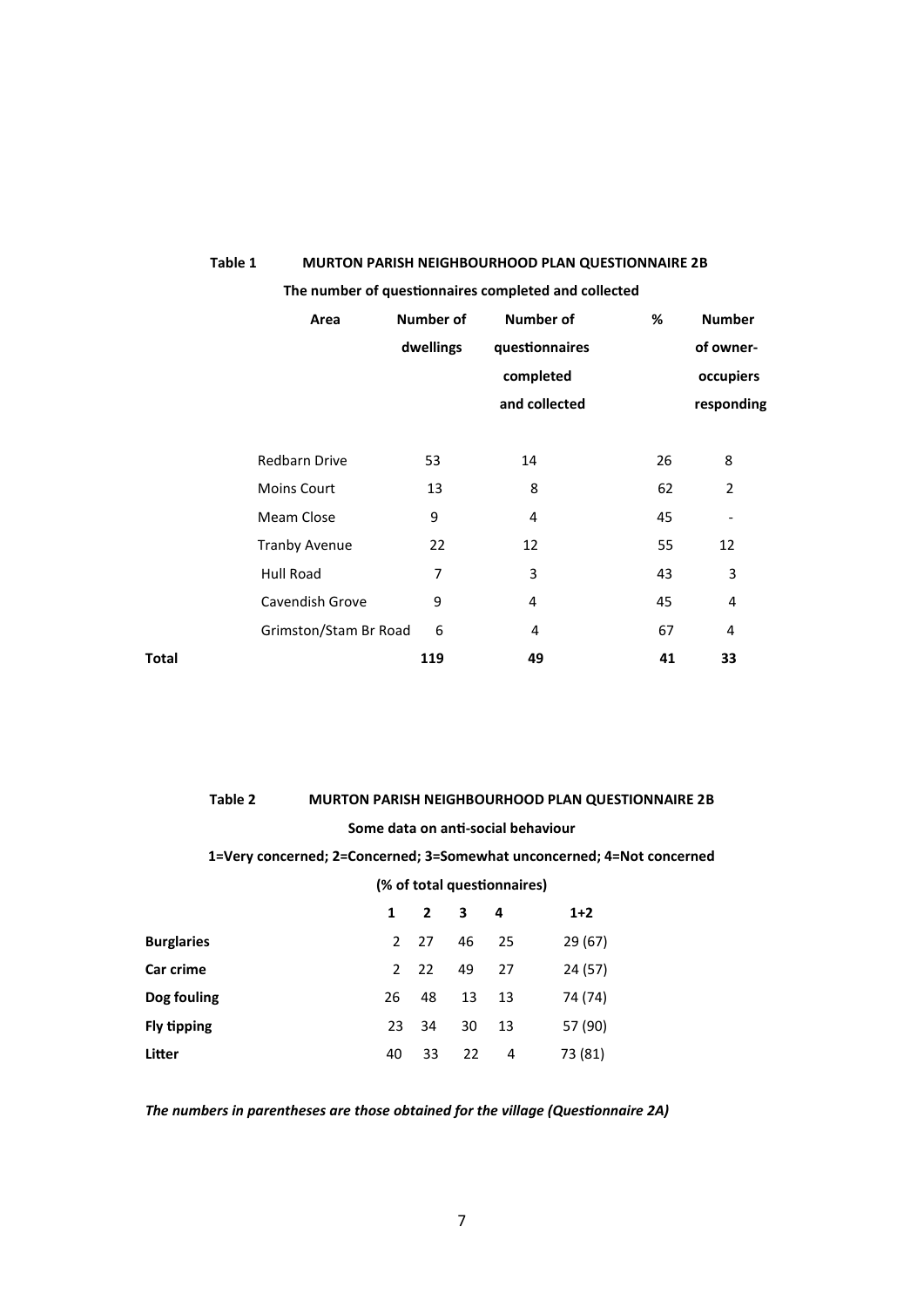**Table 1 MURTON PARISH NEIGHBOURHOOD PLAN QUESTIONNAIRE 2B**

**The number of questionnaires completed and collected**

| | Area | Number of dwellings | Number of questionnaires completed and collected | % | Number of owner-occupiers responding |
|---|---|---|---|---|---|
| | Redbarn Drive | 53 | 14 | 26 | 8 |
| | Moins Court | 13 | 8 | 62 | 2 |
| | Meam Close | 9 | 4 | 45 | - |
| | Tranby Avenue | 22 | 12 | 55 | 12 |
| | Hull Road | 7 | 3 | 43 | 3 |
| | Cavendish Grove | 9 | 4 | 45 | 4 |
| | Grimston/Stam Br Road | 6 | 4 | 67 | 4 |
| **Total** | | **119** | **49** | **41** | **33** |

**Table 2 MURTON PARISH NEIGHBOURHOOD PLAN QUESTIONNAIRE 2B**

**Some data on anti-social behaviour**

**1=Very concerned; 2=Concerned; 3=Somewhat unconcerned; 4=Not concerned**

**(% of total questionnaires)**

| | **1** | **2** | **3** | **4** | **1+2** |
|---|---|---|---|---|---|
| **Burglaries** | 2 | 27 | 46 | 25 | 29 (67) |
| **Car crime** | 2 | 22 | 49 | 27 | 24 (57) |
| **Dog fouling** | 26 | 48 | 13 | 13 | 74 (74) |
| **Fly tipping** | 23 | 34 | 30 | 13 | 57 (90) |
| **Litter** | 40 | 33 | 22 | 4 | 73 (81) |

***The numbers in parentheses are those obtained for the village (Questionnaire 2A)***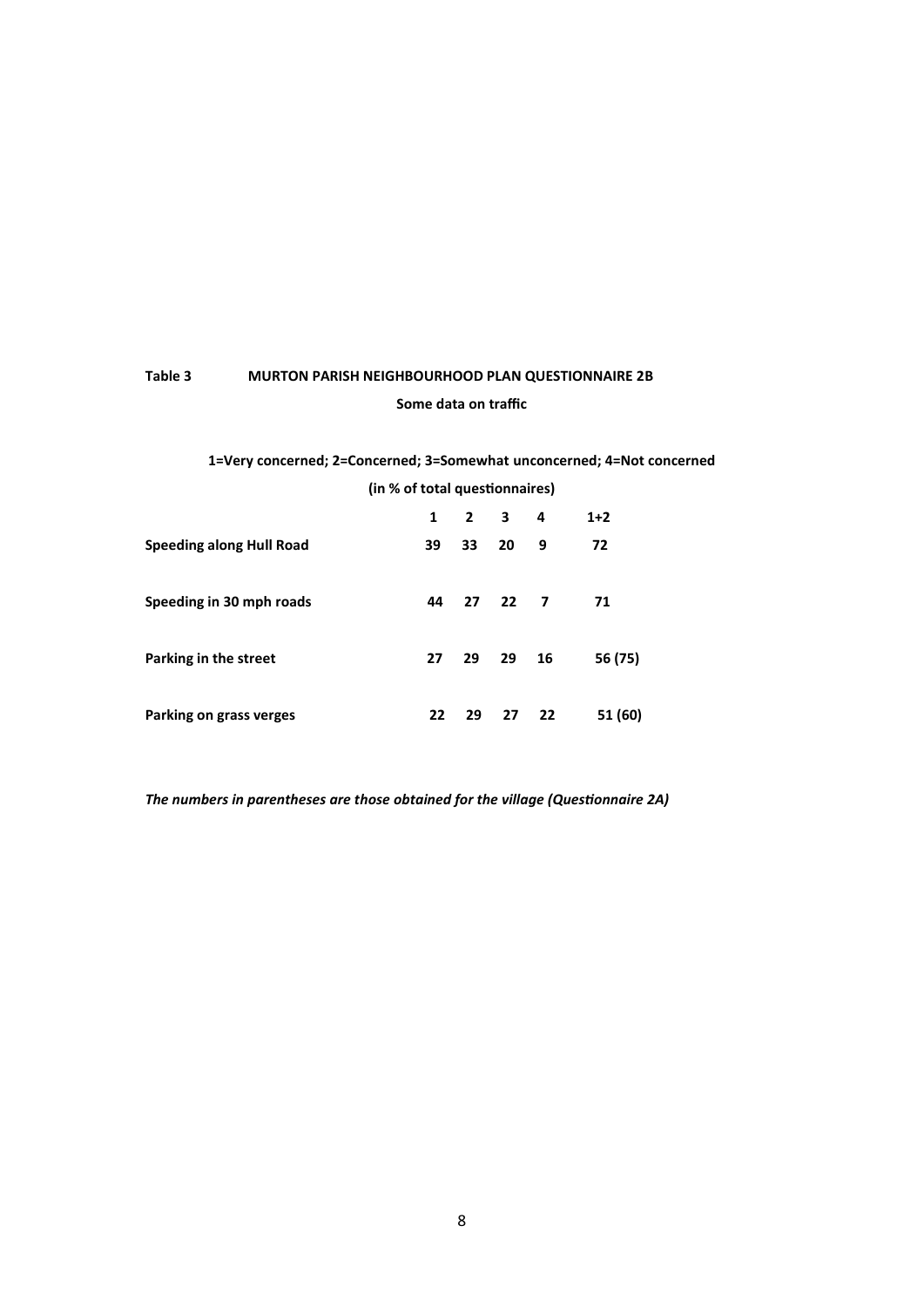**Table 3 MURTON PARISH NEIGHBOURHOOD PLAN QUESTIONNAIRE 2B**

**Some data on traffic**

**1=Very concerned; 2=Concerned; 3=Somewhat unconcerned; 4=Not concerned**

**(in % of total questionnaires)**

| | 1 | 2 | 3 | 4 | 1+2 |
|---|---|---|---|---|---|
| **Speeding along Hull Road** | **39** | **33** | **20** | **9** | **72** |
| **Speeding in 30 mph roads** | **44** | **27** | **22** | **7** | **71** |
| **Parking in the street** | **27** | **29** | **29** | **16** | **56 (75)** |
| **Parking on grass verges** | **22** | **29** | **27** | **22** | **51 (60)** |

***The numbers in parentheses are those obtained for the village (Questionnaire 2A)***